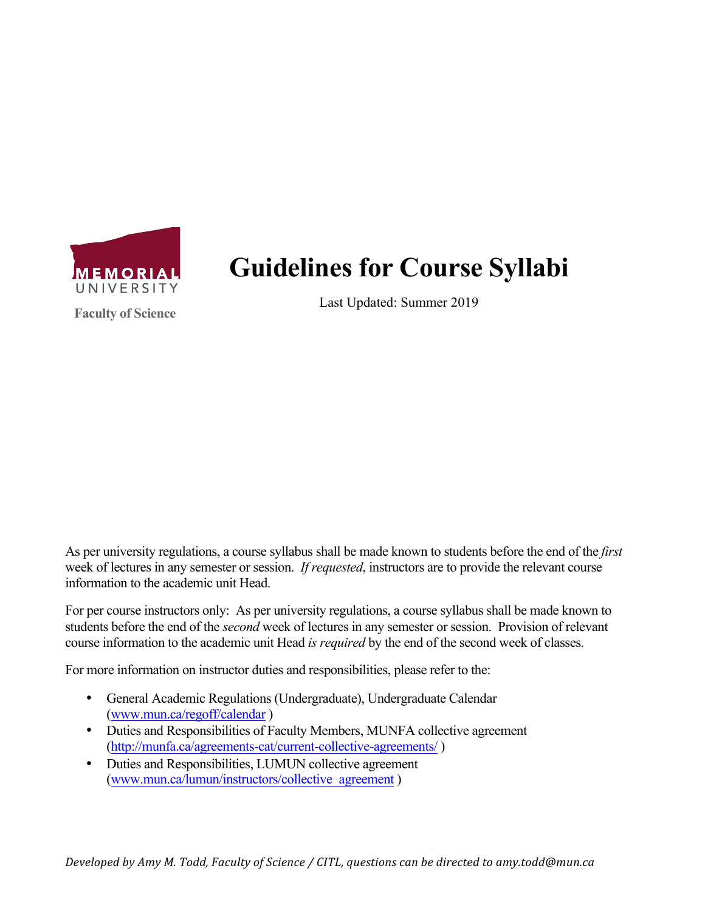MEMORIAL UNIVERSITY

Faculty of Science

# Guidelines for Course Syllabi

Last Updated: Summer 2019

As per university regulations, a course syllabus shall be made known to students before the end of the *first* week of lectures in any semester or session. *If requested*, instructors are to provide the relevant course information to the academic unit Head.

For per course instructors only: As per university regulations, a course syllabus shall be made known to students before the end of the *second* week of lectures in any semester or session. Provision of relevant course information to the academic unit Head *is required* by the end of the second week of classes.

For more information on instructor duties and responsibilities, please refer to the:

- General Academic Regulations (Undergraduate), Undergraduate Calendar ([www.mun.ca/regoff/calendar](www.mun.ca/regoff/calendar) )
- Duties and Responsibilities of Faculty Members, MUNFA collective agreement ([http://munfa.ca/agreements-cat/current-collective-agreements/](http://munfa.ca/agreements-cat/current-collective-agreements/) )
- Duties and Responsibilities, LUMUN collective agreement ([www.mun.ca/lumun/instructors/collective_agreement](www.mun.ca/lumun/instructors/collective_agreement) )

*Developed by Amy M. Todd, Faculty of Science / CITL, questions can be directed to amy.todd@mun.ca*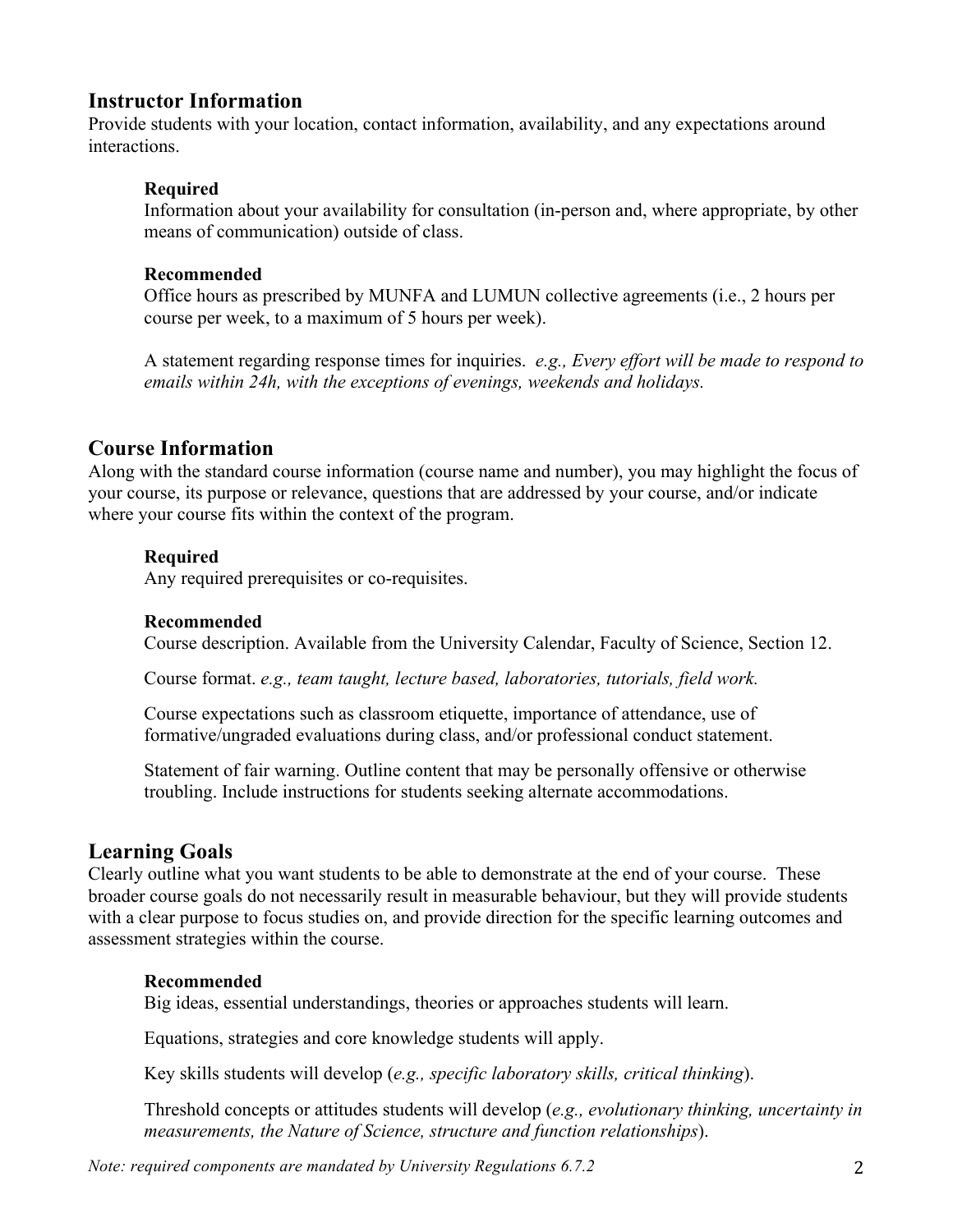## Instructor Information

Provide students with your location, contact information, availability, and any expectations around interactions.

**Required**

Information about your availability for consultation (in-person and, where appropriate, by other means of communication) outside of class.

**Recommended**

Office hours as prescribed by MUNFA and LUMUN collective agreements (i.e., 2 hours per course per week, to a maximum of 5 hours per week).

A statement regarding response times for inquiries. *e.g., Every effort will be made to respond to emails within 24h, with the exceptions of evenings, weekends and holidays.*

## Course Information

Along with the standard course information (course name and number), you may highlight the focus of your course, its purpose or relevance, questions that are addressed by your course, and/or indicate where your course fits within the context of the program.

**Required**

Any required prerequisites or co-requisites.

**Recommended**

Course description. Available from the University Calendar, Faculty of Science, Section 12.

Course format. *e.g., team taught, lecture based, laboratories, tutorials, field work.*

Course expectations such as classroom etiquette, importance of attendance, use of formative/ungraded evaluations during class, and/or professional conduct statement.

Statement of fair warning. Outline content that may be personally offensive or otherwise troubling. Include instructions for students seeking alternate accommodations.

## Learning Goals

Clearly outline what you want students to be able to demonstrate at the end of your course. These broader course goals do not necessarily result in measurable behaviour, but they will provide students with a clear purpose to focus studies on, and provide direction for the specific learning outcomes and assessment strategies within the course.

**Recommended**

Big ideas, essential understandings, theories or approaches students will learn.

Equations, strategies and core knowledge students will apply.

Key skills students will develop (*e.g., specific laboratory skills, critical thinking*).

Threshold concepts or attitudes students will develop (*e.g., evolutionary thinking, uncertainty in measurements, the Nature of Science, structure and function relationships*).

*Note: required components are mandated by University Regulations 6.7.2*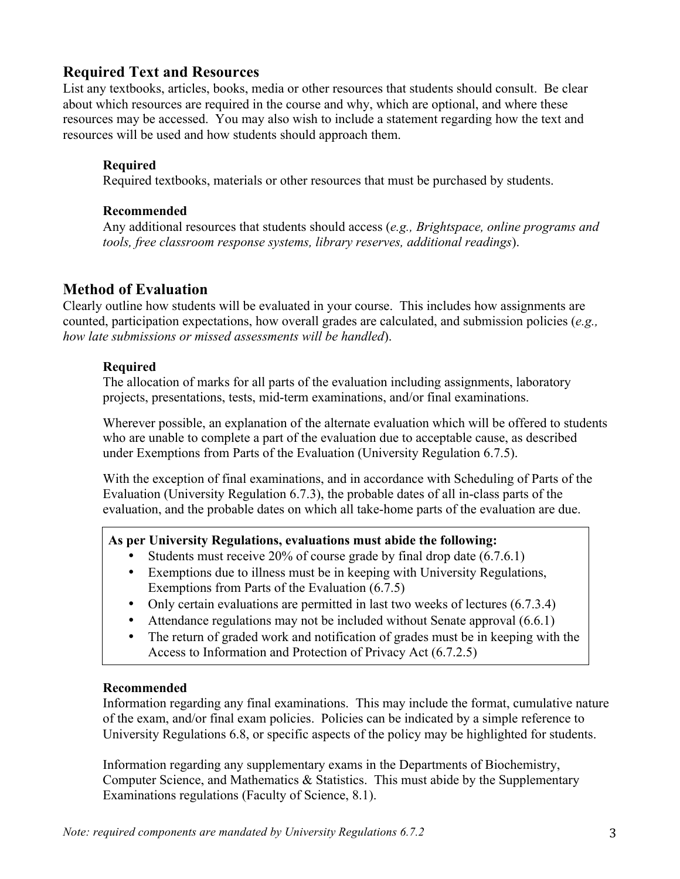## Required Text and Resources

List any textbooks, articles, books, media or other resources that students should consult. Be clear about which resources are required in the course and why, which are optional, and where these resources may be accessed. You may also wish to include a statement regarding how the text and resources will be used and how students should approach them.

### Required

Required textbooks, materials or other resources that must be purchased by students.

### Recommended

Any additional resources that students should access (*e.g., Brightspace, online programs and tools, free classroom response systems, library reserves, additional readings*).

## Method of Evaluation

Clearly outline how students will be evaluated in your course. This includes how assignments are counted, participation expectations, how overall grades are calculated, and submission policies (*e.g., how late submissions or missed assessments will be handled*).

### Required

The allocation of marks for all parts of the evaluation including assignments, laboratory projects, presentations, tests, mid-term examinations, and/or final examinations.

Wherever possible, an explanation of the alternate evaluation which will be offered to students who are unable to complete a part of the evaluation due to acceptable cause, as described under Exemptions from Parts of the Evaluation (University Regulation 6.7.5).

With the exception of final examinations, and in accordance with Scheduling of Parts of the Evaluation (University Regulation 6.7.3), the probable dates of all in-class parts of the evaluation, and the probable dates on which all take-home parts of the evaluation are due.

**As per University Regulations, evaluations must abide the following:**

- Students must receive 20% of course grade by final drop date (6.7.6.1)
- Exemptions due to illness must be in keeping with University Regulations, Exemptions from Parts of the Evaluation (6.7.5)
- Only certain evaluations are permitted in last two weeks of lectures (6.7.3.4)
- Attendance regulations may not be included without Senate approval (6.6.1)
- The return of graded work and notification of grades must be in keeping with the Access to Information and Protection of Privacy Act (6.7.2.5)

### Recommended

Information regarding any final examinations. This may include the format, cumulative nature of the exam, and/or final exam policies. Policies can be indicated by a simple reference to University Regulations 6.8, or specific aspects of the policy may be highlighted for students.

Information regarding any supplementary exams in the Departments of Biochemistry, Computer Science, and Mathematics & Statistics. This must abide by the Supplementary Examinations regulations (Faculty of Science, 8.1).

*Note: required components are mandated by University Regulations 6.7.2*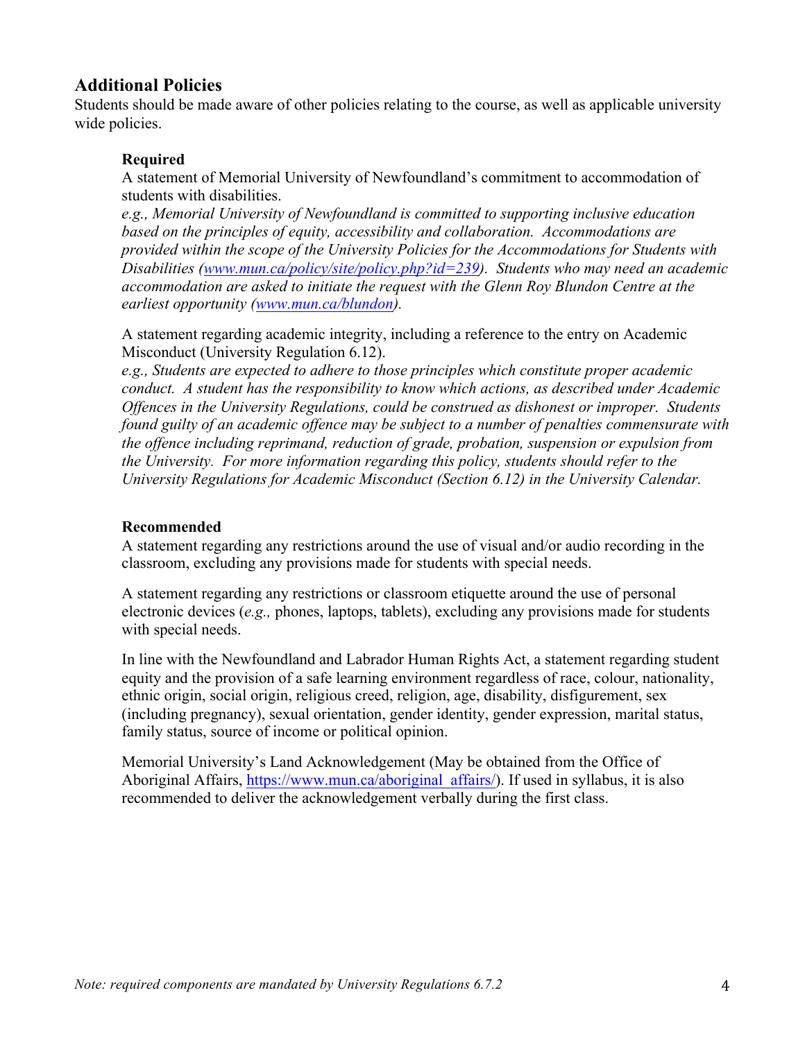## Additional Policies

Students should be made aware of other policies relating to the course, as well as applicable university wide policies.

### Required

A statement of Memorial University of Newfoundland's commitment to accommodation of students with disabilities.
*e.g., Memorial University of Newfoundland is committed to supporting inclusive education based on the principles of equity, accessibility and collaboration. Accommodations are provided within the scope of the University Policies for the Accommodations for Students with Disabilities ([www.mun.ca/policy/site/policy.php?id=239](www.mun.ca/policy/site/policy.php?id=239)). Students who may need an academic accommodation are asked to initiate the request with the Glenn Roy Blundon Centre at the earliest opportunity ([www.mun.ca/blundon](www.mun.ca/blundon)).*

A statement regarding academic integrity, including a reference to the entry on Academic Misconduct (University Regulation 6.12).
*e.g., Students are expected to adhere to those principles which constitute proper academic conduct. A student has the responsibility to know which actions, as described under Academic Offences in the University Regulations, could be construed as dishonest or improper. Students found guilty of an academic offence may be subject to a number of penalties commensurate with the offence including reprimand, reduction of grade, probation, suspension or expulsion from the University. For more information regarding this policy, students should refer to the University Regulations for Academic Misconduct (Section 6.12) in the University Calendar.*

### Recommended

A statement regarding any restrictions around the use of visual and/or audio recording in the classroom, excluding any provisions made for students with special needs.

A statement regarding any restrictions or classroom etiquette around the use of personal electronic devices (*e.g.,* phones, laptops, tablets), excluding any provisions made for students with special needs.

In line with the Newfoundland and Labrador Human Rights Act, a statement regarding student equity and the provision of a safe learning environment regardless of race, colour, nationality, ethnic origin, social origin, religious creed, religion, age, disability, disfigurement, sex (including pregnancy), sexual orientation, gender identity, gender expression, marital status, family status, source of income or political opinion.

Memorial University's Land Acknowledgement (May be obtained from the Office of Aboriginal Affairs, [https://www.mun.ca/aboriginal_affairs/](https://www.mun.ca/aboriginal_affairs/)). If used in syllabus, it is also recommended to deliver the acknowledgement verbally during the first class.

*Note: required components are mandated by University Regulations 6.7.2*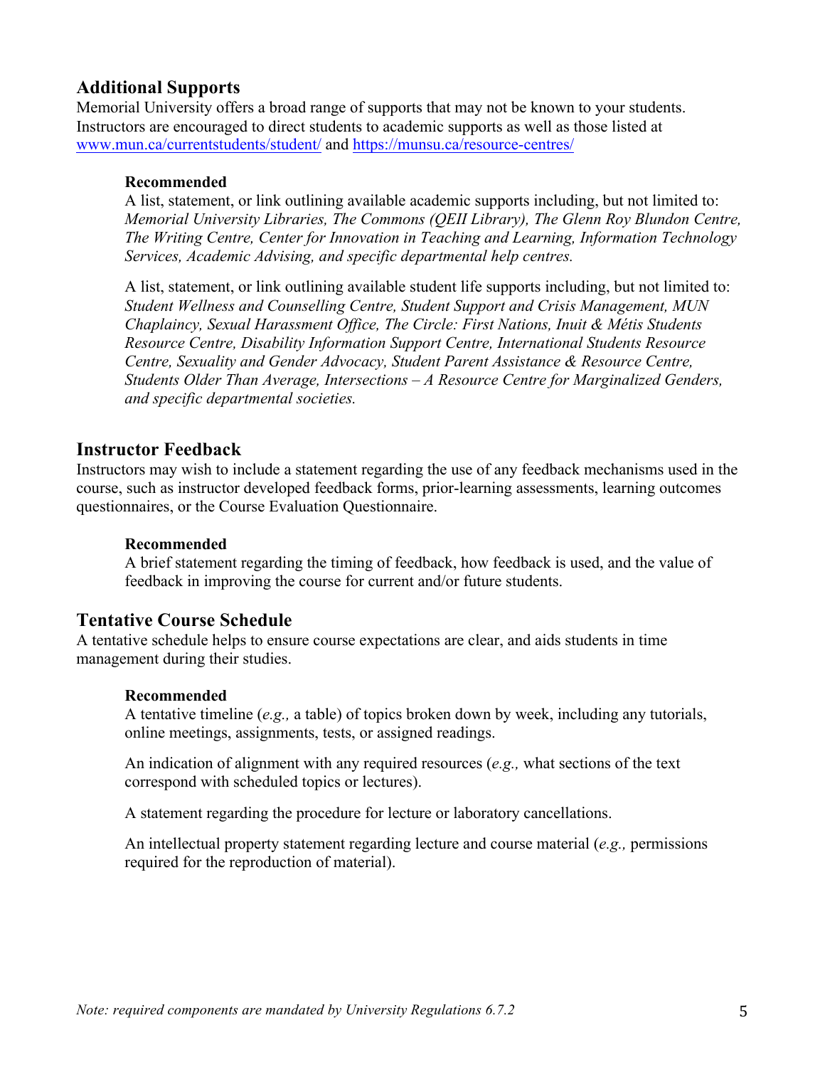## Additional Supports

Memorial University offers a broad range of supports that may not be known to your students. Instructors are encouraged to direct students to academic supports as well as those listed at www.mun.ca/currentstudents/student/ and https://munsu.ca/resource-centres/

**Recommended**

A list, statement, or link outlining available academic supports including, but not limited to: *Memorial University Libraries, The Commons (QEII Library), The Glenn Roy Blundon Centre, The Writing Centre, Center for Innovation in Teaching and Learning, Information Technology Services, Academic Advising, and specific departmental help centres.*

A list, statement, or link outlining available student life supports including, but not limited to: *Student Wellness and Counselling Centre, Student Support and Crisis Management, MUN Chaplaincy, Sexual Harassment Office, The Circle: First Nations, Inuit & Métis Students Resource Centre, Disability Information Support Centre, International Students Resource Centre, Sexuality and Gender Advocacy, Student Parent Assistance & Resource Centre, Students Older Than Average, Intersections – A Resource Centre for Marginalized Genders, and specific departmental societies.*

## Instructor Feedback

Instructors may wish to include a statement regarding the use of any feedback mechanisms used in the course, such as instructor developed feedback forms, prior-learning assessments, learning outcomes questionnaires, or the Course Evaluation Questionnaire.

**Recommended**

A brief statement regarding the timing of feedback, how feedback is used, and the value of feedback in improving the course for current and/or future students.

## Tentative Course Schedule

A tentative schedule helps to ensure course expectations are clear, and aids students in time management during their studies.

**Recommended**

A tentative timeline (*e.g.,* a table) of topics broken down by week, including any tutorials, online meetings, assignments, tests, or assigned readings.

An indication of alignment with any required resources (*e.g.,* what sections of the text correspond with scheduled topics or lectures).

A statement regarding the procedure for lecture or laboratory cancellations.

An intellectual property statement regarding lecture and course material (*e.g.,* permissions required for the reproduction of material).

*Note: required components are mandated by University Regulations 6.7.2*